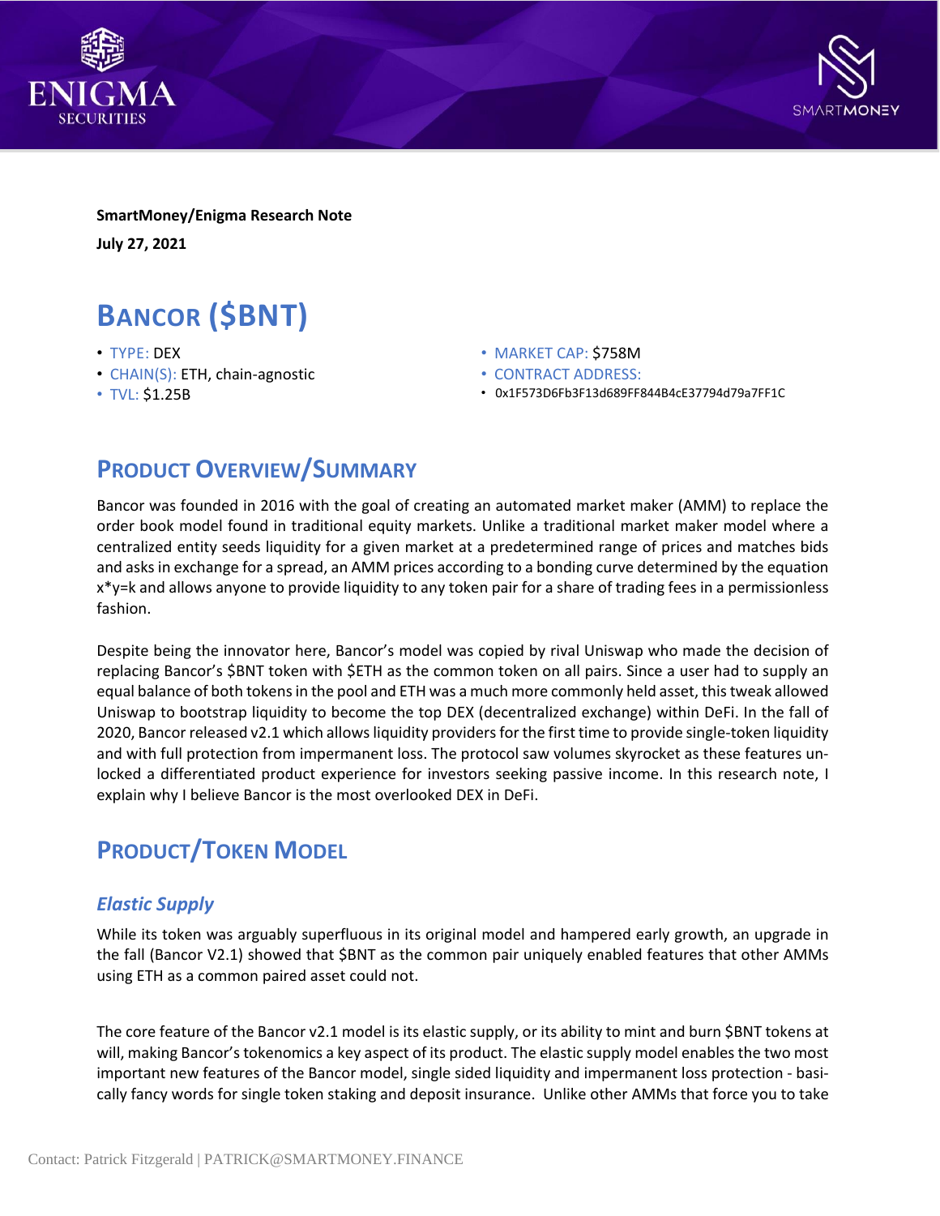**SmartMoney/Enigma Research Note**

**July 27, 2021**

# Bancor ($BNT)

- TYPE: DEX
- CHAIN(S): ETH, chain-agnostic
- TVL: $1.25B
- MARKET CAP: $758M
- CONTRACT ADDRESS:
- 0x1F573D6Fb3F13d689FF844B4cE37794d79a7FF1C

## Product Overview/Summary

Bancor was founded in 2016 with the goal of creating an automated market maker (AMM) to replace the order book model found in traditional equity markets. Unlike a traditional market maker model where a centralized entity seeds liquidity for a given market at a predetermined range of prices and matches bids and asks in exchange for a spread, an AMM prices according to a bonding curve determined by the equation $x*y=k$ and allows anyone to provide liquidity to any token pair for a share of trading fees in a permissionless fashion.

Despite being the innovator here, Bancor's model was copied by rival Uniswap who made the decision of replacing Bancor's $BNT token with $ETH as the common token on all pairs. Since a user had to supply an equal balance of both tokens in the pool and ETH was a much more commonly held asset, this tweak allowed Uniswap to bootstrap liquidity to become the top DEX (decentralized exchange) within DeFi. In the fall of 2020, Bancor released v2.1 which allows liquidity providers for the first time to provide single-token liquidity and with full protection from impermanent loss. The protocol saw volumes skyrocket as these features unlocked a differentiated product experience for investors seeking passive income. In this research note, I explain why I believe Bancor is the most overlooked DEX in DeFi.

## Product/Token Model

### *Elastic Supply*

While its token was arguably superfluous in its original model and hampered early growth, an upgrade in the fall (Bancor V2.1) showed that $BNT as the common pair uniquely enabled features that other AMMs using ETH as a common paired asset could not.

The core feature of the Bancor v2.1 model is its elastic supply, or its ability to mint and burn $BNT tokens at will, making Bancor's tokenomics a key aspect of its product. The elastic supply model enables the two most important new features of the Bancor model, single sided liquidity and impermanent loss protection - basically fancy words for single token staking and deposit insurance. Unlike other AMMs that force you to take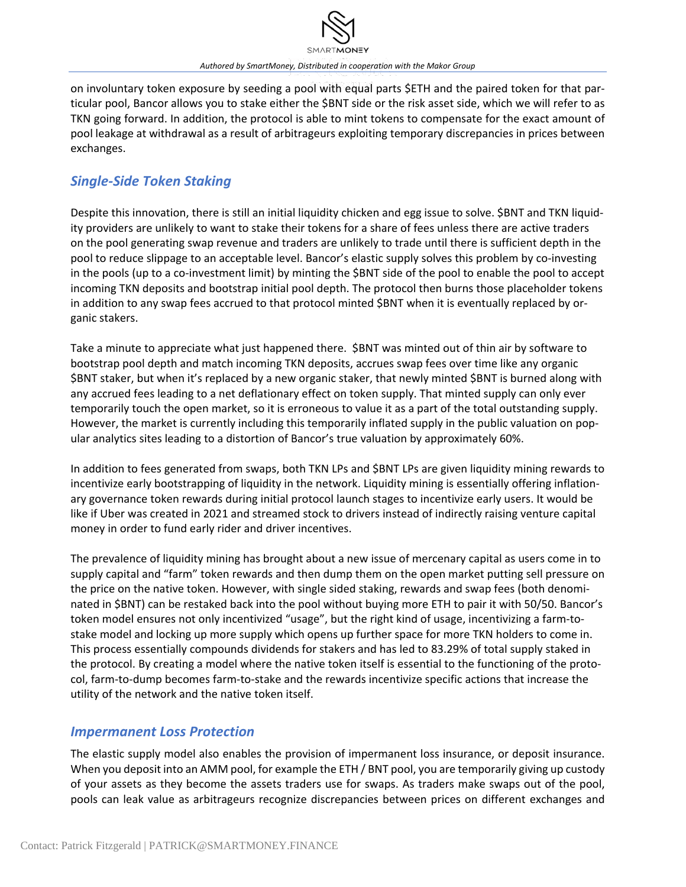on involuntary token exposure by seeding a pool with equal parts $ETH and the paired token for that particular pool, Bancor allows you to stake either the $BNT side or the risk asset side, which we will refer to as TKN going forward. In addition, the protocol is able to mint tokens to compensate for the exact amount of pool leakage at withdrawal as a result of arbitrageurs exploiting temporary discrepancies in prices between exchanges.

## *Single-Side Token Staking*

Despite this innovation, there is still an initial liquidity chicken and egg issue to solve. $BNT and TKN liquidity providers are unlikely to want to stake their tokens for a share of fees unless there are active traders on the pool generating swap revenue and traders are unlikely to trade until there is sufficient depth in the pool to reduce slippage to an acceptable level. Bancor's elastic supply solves this problem by co-investing in the pools (up to a co-investment limit) by minting the $BNT side of the pool to enable the pool to accept incoming TKN deposits and bootstrap initial pool depth. The protocol then burns those placeholder tokens in addition to any swap fees accrued to that protocol minted $BNT when it is eventually replaced by organic stakers.

Take a minute to appreciate what just happened there. $BNT was minted out of thin air by software to bootstrap pool depth and match incoming TKN deposits, accrues swap fees over time like any organic $BNT staker, but when it's replaced by a new organic staker, that newly minted $BNT is burned along with any accrued fees leading to a net deflationary effect on token supply. That minted supply can only ever temporarily touch the open market, so it is erroneous to value it as a part of the total outstanding supply. However, the market is currently including this temporarily inflated supply in the public valuation on popular analytics sites leading to a distortion of Bancor's true valuation by approximately 60%.

In addition to fees generated from swaps, both TKN LPs and $BNT LPs are given liquidity mining rewards to incentivize early bootstrapping of liquidity in the network. Liquidity mining is essentially offering inflationary governance token rewards during initial protocol launch stages to incentivize early users. It would be like if Uber was created in 2021 and streamed stock to drivers instead of indirectly raising venture capital money in order to fund early rider and driver incentives.

The prevalence of liquidity mining has brought about a new issue of mercenary capital as users come in to supply capital and "farm" token rewards and then dump them on the open market putting sell pressure on the price on the native token. However, with single sided staking, rewards and swap fees (both denominated in $BNT) can be restaked back into the pool without buying more ETH to pair it with 50/50. Bancor's token model ensures not only incentivized "usage", but the right kind of usage, incentivizing a farm-to-stake model and locking up more supply which opens up further space for more TKN holders to come in. This process essentially compounds dividends for stakers and has led to 83.29% of total supply staked in the protocol. By creating a model where the native token itself is essential to the functioning of the protocol, farm-to-dump becomes farm-to-stake and the rewards incentivize specific actions that increase the utility of the network and the native token itself.

## *Impermanent Loss Protection*

The elastic supply model also enables the provision of impermanent loss insurance, or deposit insurance. When you deposit into an AMM pool, for example the ETH / BNT pool, you are temporarily giving up custody of your assets as they become the assets traders use for swaps. As traders make swaps out of the pool, pools can leak value as arbitrageurs recognize discrepancies between prices on different exchanges and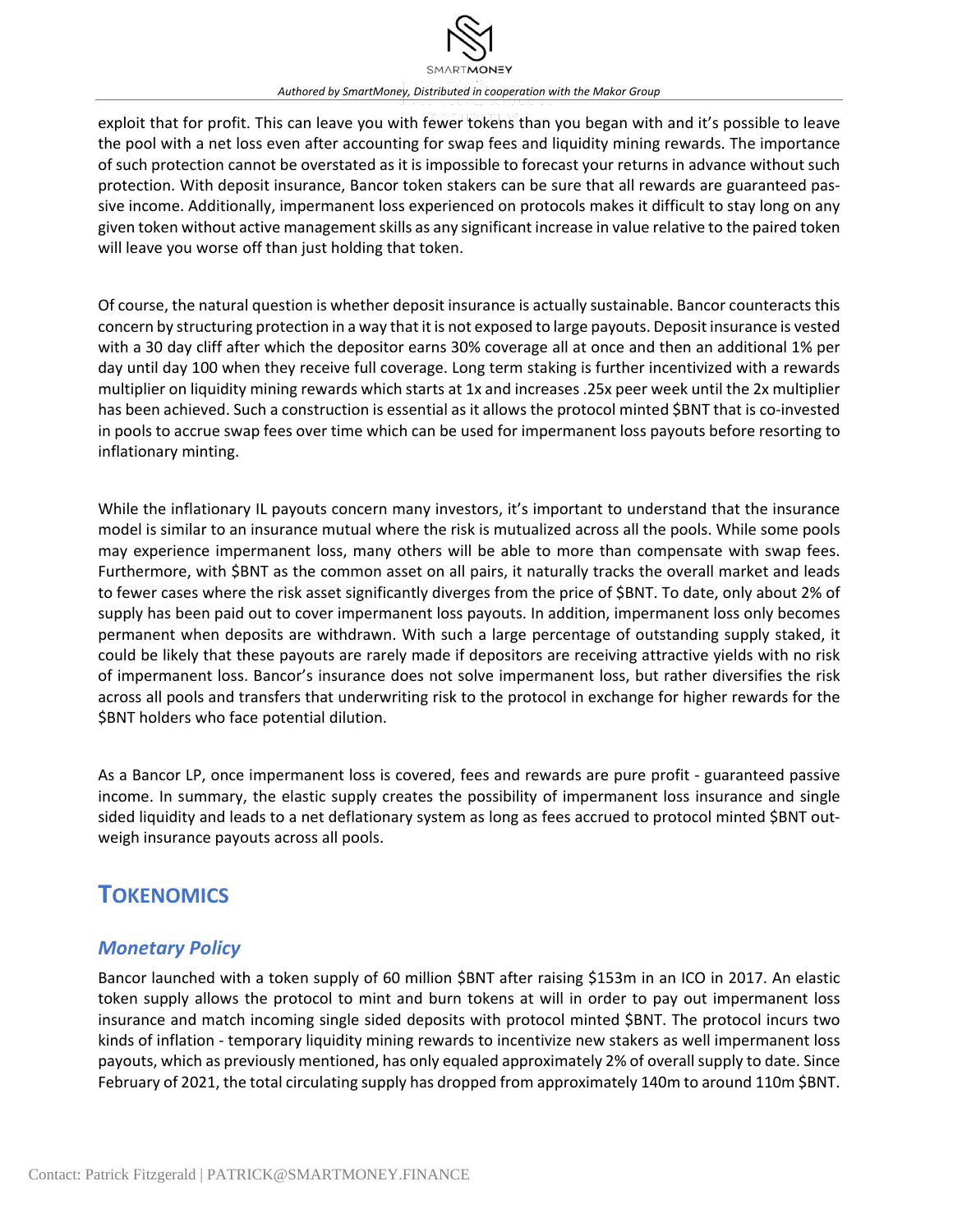exploit that for profit. This can leave you with fewer tokens than you began with and it's possible to leave the pool with a net loss even after accounting for swap fees and liquidity mining rewards. The importance of such protection cannot be overstated as it is impossible to forecast your returns in advance without such protection. With deposit insurance, Bancor token stakers can be sure that all rewards are guaranteed passive income. Additionally, impermanent loss experienced on protocols makes it difficult to stay long on any given token without active management skills as any significant increase in value relative to the paired token will leave you worse off than just holding that token.

Of course, the natural question is whether deposit insurance is actually sustainable. Bancor counteracts this concern by structuring protection in a way that it is not exposed to large payouts. Deposit insurance is vested with a 30 day cliff after which the depositor earns 30% coverage all at once and then an additional 1% per day until day 100 when they receive full coverage. Long term staking is further incentivized with a rewards multiplier on liquidity mining rewards which starts at 1x and increases .25x peer week until the 2x multiplier has been achieved. Such a construction is essential as it allows the protocol minted $BNT that is co-invested in pools to accrue swap fees over time which can be used for impermanent loss payouts before resorting to inflationary minting.

While the inflationary IL payouts concern many investors, it's important to understand that the insurance model is similar to an insurance mutual where the risk is mutualized across all the pools. While some pools may experience impermanent loss, many others will be able to more than compensate with swap fees. Furthermore, with $BNT as the common asset on all pairs, it naturally tracks the overall market and leads to fewer cases where the risk asset significantly diverges from the price of $BNT. To date, only about 2% of supply has been paid out to cover impermanent loss payouts. In addition, impermanent loss only becomes permanent when deposits are withdrawn. With such a large percentage of outstanding supply staked, it could be likely that these payouts are rarely made if depositors are receiving attractive yields with no risk of impermanent loss. Bancor's insurance does not solve impermanent loss, but rather diversifies the risk across all pools and transfers that underwriting risk to the protocol in exchange for higher rewards for the $BNT holders who face potential dilution.

As a Bancor LP, once impermanent loss is covered, fees and rewards are pure profit - guaranteed passive income. In summary, the elastic supply creates the possibility of impermanent loss insurance and single sided liquidity and leads to a net deflationary system as long as fees accrued to protocol minted $BNT outweigh insurance payouts across all pools.

## Tokenomics

### *Monetary Policy*

Bancor launched with a token supply of 60 million $BNT after raising $153m in an ICO in 2017. An elastic token supply allows the protocol to mint and burn tokens at will in order to pay out impermanent loss insurance and match incoming single sided deposits with protocol minted $BNT. The protocol incurs two kinds of inflation - temporary liquidity mining rewards to incentivize new stakers as well impermanent loss payouts, which as previously mentioned, has only equaled approximately 2% of overall supply to date. Since February of 2021, the total circulating supply has dropped from approximately 140m to around 110m $BNT.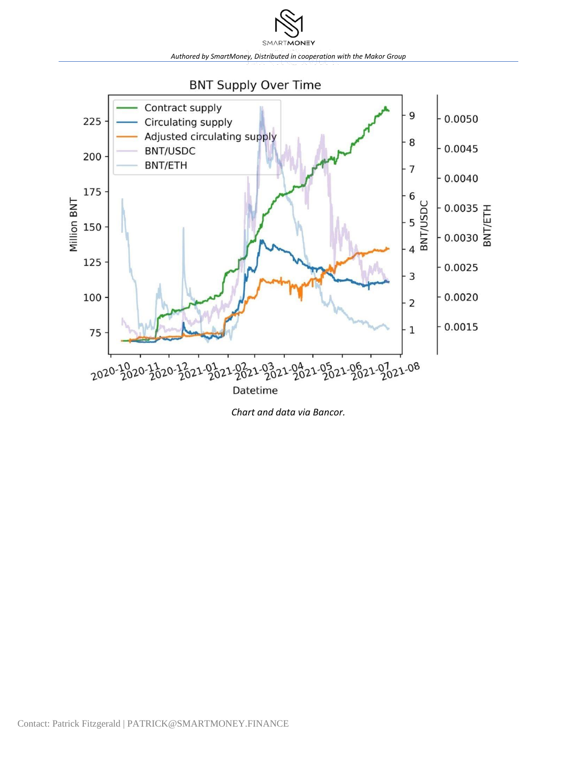*Chart and data via Bancor.*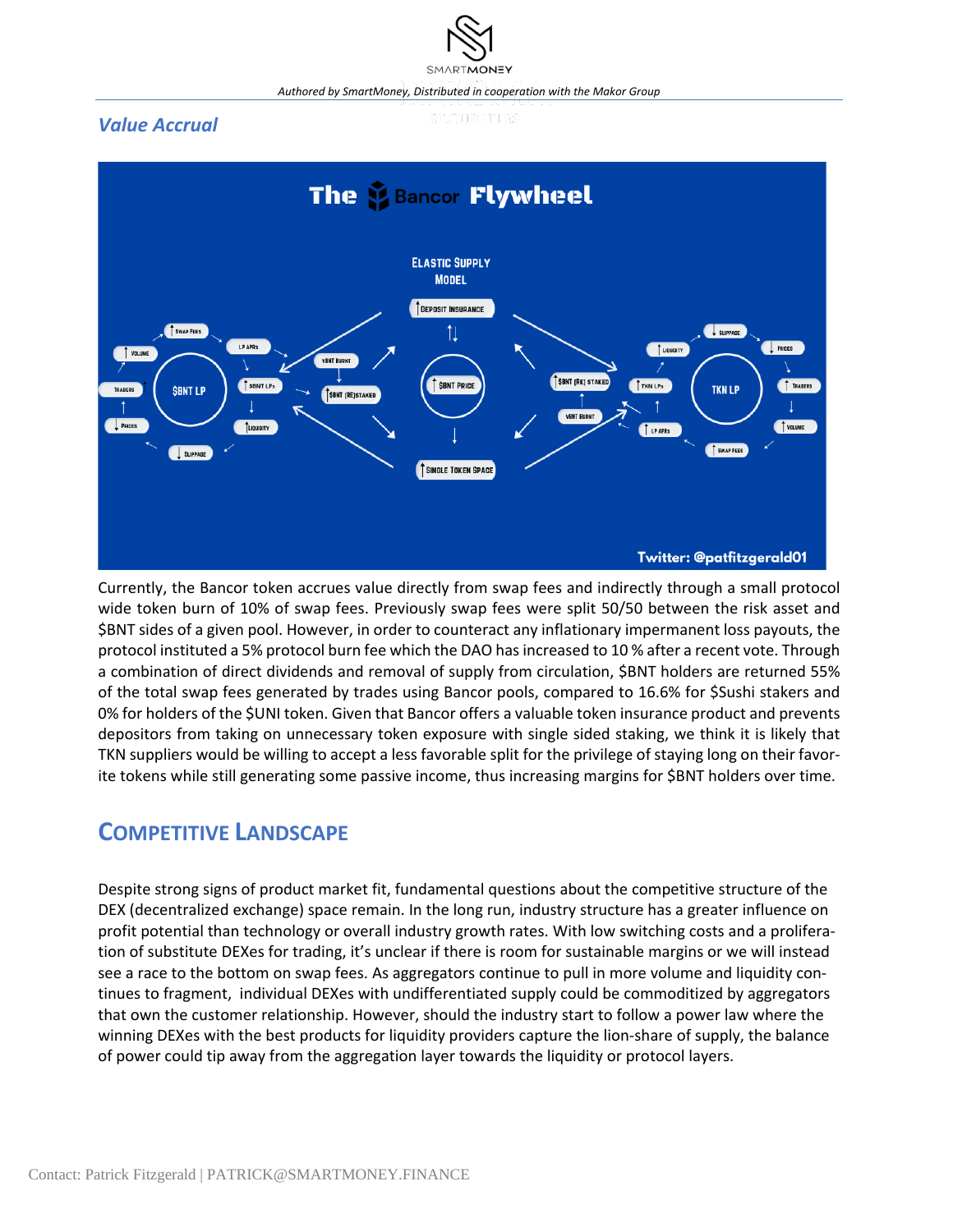*Value Accrual*

Currently, the Bancor token accrues value directly from swap fees and indirectly through a small protocol wide token burn of 10% of swap fees. Previously swap fees were split 50/50 between the risk asset and $BNT sides of a given pool. However, in order to counteract any inflationary impermanent loss payouts, the protocol instituted a 5% protocol burn fee which the DAO has increased to 10 % after a recent vote. Through a combination of direct dividends and removal of supply from circulation, $BNT holders are returned 55% of the total swap fees generated by trades using Bancor pools, compared to 16.6% for $Sushi stakers and 0% for holders of the $UNI token. Given that Bancor offers a valuable token insurance product and prevents depositors from taking on unnecessary token exposure with single sided staking, we think it is likely that TKN suppliers would be willing to accept a less favorable split for the privilege of staying long on their favorite tokens while still generating some passive income, thus increasing margins for $BNT holders over time.

## COMPETITIVE LANDSCAPE

Despite strong signs of product market fit, fundamental questions about the competitive structure of the DEX (decentralized exchange) space remain. In the long run, industry structure has a greater influence on profit potential than technology or overall industry growth rates. With low switching costs and a proliferation of substitute DEXes for trading, it's unclear if there is room for sustainable margins or we will instead see a race to the bottom on swap fees. As aggregators continue to pull in more volume and liquidity continues to fragment, individual DEXes with undifferentiated supply could be commoditized by aggregators that own the customer relationship. However, should the industry start to follow a power law where the winning DEXes with the best products for liquidity providers capture the lion-share of supply, the balance of power could tip away from the aggregation layer towards the liquidity or protocol layers.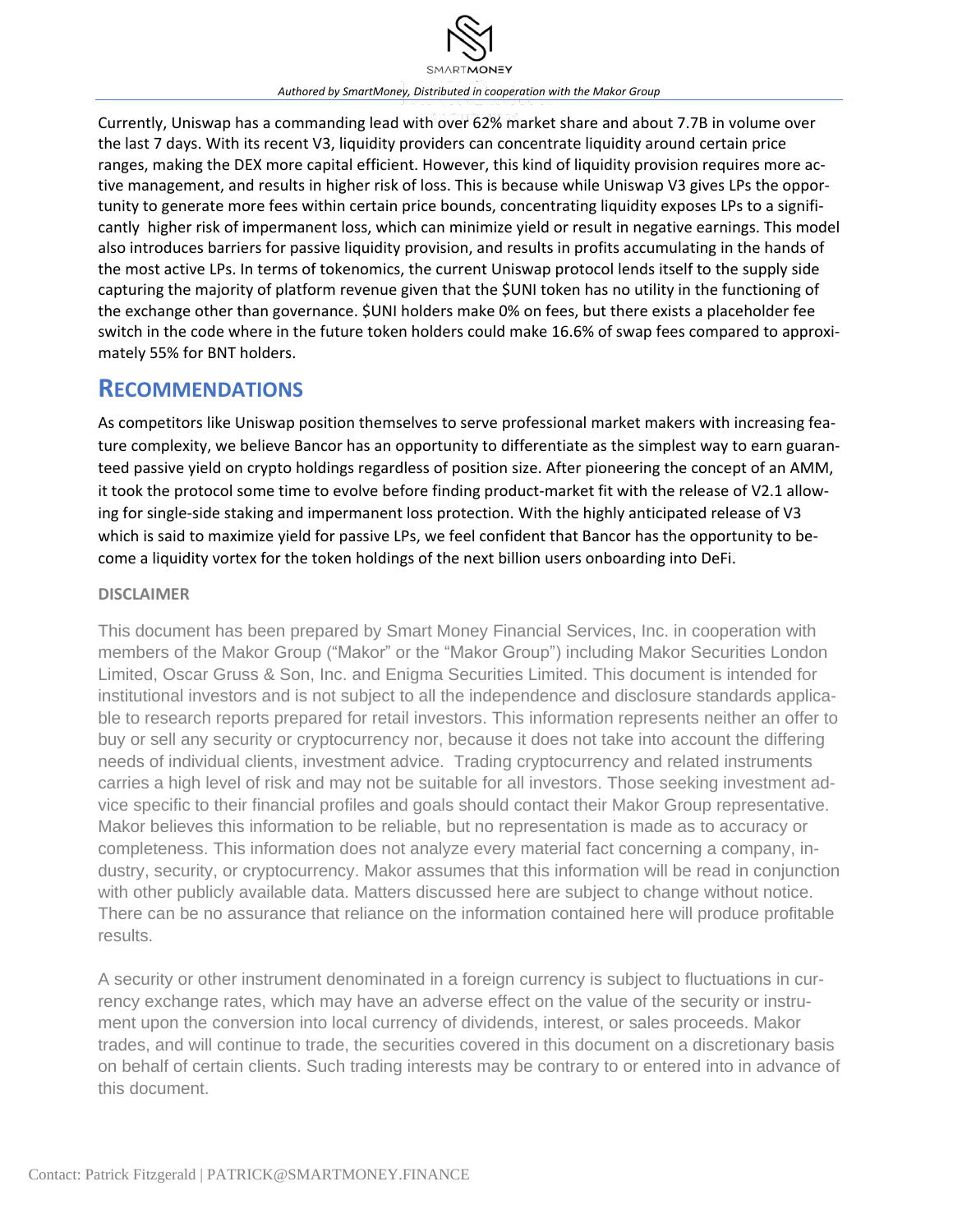Currently, Uniswap has a commanding lead with over 62% market share and about 7.7B in volume over the last 7 days. With its recent V3, liquidity providers can concentrate liquidity around certain price ranges, making the DEX more capital efficient. However, this kind of liquidity provision requires more active management, and results in higher risk of loss. This is because while Uniswap V3 gives LPs the opportunity to generate more fees within certain price bounds, concentrating liquidity exposes LPs to a significantly higher risk of impermanent loss, which can minimize yield or result in negative earnings. This model also introduces barriers for passive liquidity provision, and results in profits accumulating in the hands of the most active LPs. In terms of tokenomics, the current Uniswap protocol lends itself to the supply side capturing the majority of platform revenue given that the $UNI token has no utility in the functioning of the exchange other than governance. $UNI holders make 0% on fees, but there exists a placeholder fee switch in the code where in the future token holders could make 16.6% of swap fees compared to approximately 55% for BNT holders.

## Recommendations

As competitors like Uniswap position themselves to serve professional market makers with increasing feature complexity, we believe Bancor has an opportunity to differentiate as the simplest way to earn guaranteed passive yield on crypto holdings regardless of position size. After pioneering the concept of an AMM, it took the protocol some time to evolve before finding product-market fit with the release of V2.1 allowing for single-side staking and impermanent loss protection. With the highly anticipated release of V3 which is said to maximize yield for passive LPs, we feel confident that Bancor has the opportunity to become a liquidity vortex for the token holdings of the next billion users onboarding into DeFi.

### Disclaimer

This document has been prepared by Smart Money Financial Services, Inc. in cooperation with members of the Makor Group ("Makor" or the "Makor Group") including Makor Securities London Limited, Oscar Gruss & Son, Inc. and Enigma Securities Limited. This document is intended for institutional investors and is not subject to all the independence and disclosure standards applicable to research reports prepared for retail investors. This information represents neither an offer to buy or sell any security or cryptocurrency nor, because it does not take into account the differing needs of individual clients, investment advice. Trading cryptocurrency and related instruments carries a high level of risk and may not be suitable for all investors. Those seeking investment advice specific to their financial profiles and goals should contact their Makor Group representative. Makor believes this information to be reliable, but no representation is made as to accuracy or completeness. This information does not analyze every material fact concerning a company, industry, security, or cryptocurrency. Makor assumes that this information will be read in conjunction with other publicly available data. Matters discussed here are subject to change without notice. There can be no assurance that reliance on the information contained here will produce profitable results.

A security or other instrument denominated in a foreign currency is subject to fluctuations in currency exchange rates, which may have an adverse effect on the value of the security or instrument upon the conversion into local currency of dividends, interest, or sales proceeds. Makor trades, and will continue to trade, the securities covered in this document on a discretionary basis on behalf of certain clients. Such trading interests may be contrary to or entered into in advance of this document.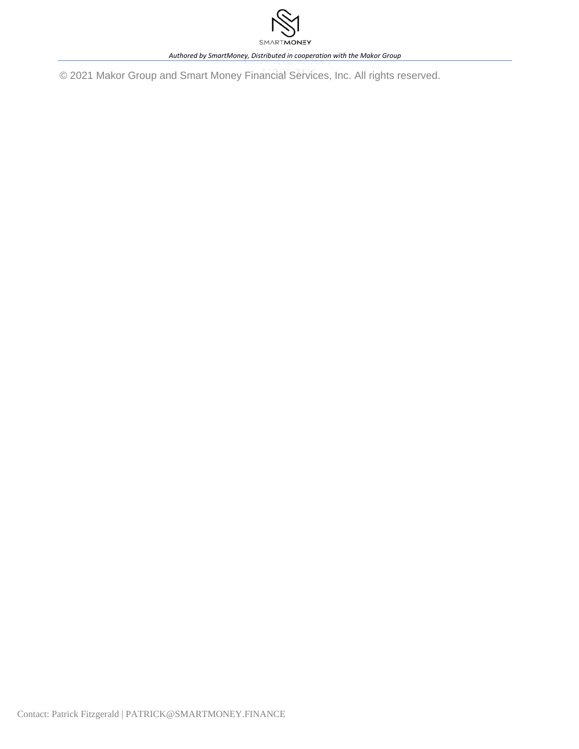© 2021 Makor Group and Smart Money Financial Services, Inc. All rights reserved.